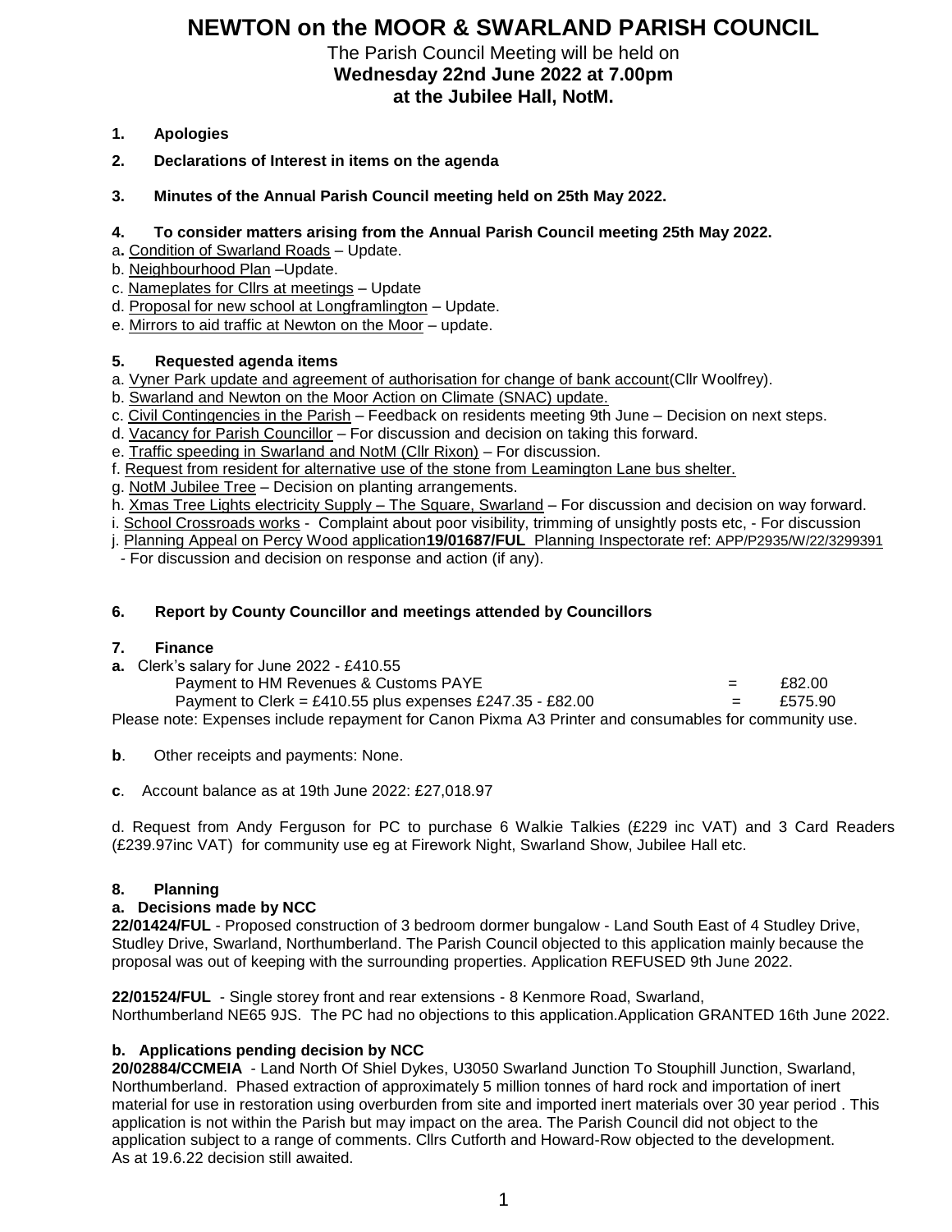# NEWTON on the MOOR & SWARLAND PARISH COUNCIL

The Parish Council Meeting will be held on
**Wednesday 22nd June 2022 at 7.00pm**
**at the Jubilee Hall, NotM.**

**1. Apologies**

**2. Declarations of Interest in items on the agenda**

**3. Minutes of the Annual Parish Council meeting held on 25th May 2022.**

**4. To consider matters arising from the Annual Parish Council meeting 25th May 2022.**

a. Condition of Swarland Roads – Update.
b. Neighbourhood Plan –Update.
c. Nameplates for Cllrs at meetings – Update
d. Proposal for new school at Longframlington – Update.
e. Mirrors to aid traffic at Newton on the Moor – update.

**5. Requested agenda items**

a. Vyner Park update and agreement of authorisation for change of bank account(Cllr Woolfrey).
b. Swarland and Newton on the Moor Action on Climate (SNAC) update.
c. Civil Contingencies in the Parish – Feedback on residents meeting 9th June – Decision on next steps.
d. Vacancy for Parish Councillor – For discussion and decision on taking this forward.
e. Traffic speeding in Swarland and NotM (Cllr Rixon) – For discussion.
f. Request from resident for alternative use of the stone from Leamington Lane bus shelter.
g. NotM Jubilee Tree – Decision on planting arrangements.
h. Xmas Tree Lights electricity Supply – The Square, Swarland – For discussion and decision on way forward.
i. School Crossroads works - Complaint about poor visibility, trimming of unsightly posts etc, - For discussion
j. Planning Appeal on Percy Wood application **19/01687/FUL** Planning Inspectorate ref: APP/P2935/W/22/3299391 - For discussion and decision on response and action (if any).

**6. Report by County Councillor and meetings attended by Councillors**

**7. Finance**

**a.** Clerk's salary for June 2022 - £410.55

| | | |
|---|---|---|
| Payment to HM Revenues & Customs PAYE | = | £82.00 |
| Payment to Clerk = £410.55 plus expenses £247.35 - £82.00 | = | £575.90 |

Please note: Expenses include repayment for Canon Pixma A3 Printer and consumables for community use.

**b**. Other receipts and payments: None.

**c**. Account balance as at 19th June 2022: £27,018.97

d. Request from Andy Ferguson for PC to purchase 6 Walkie Talkies (£229 inc VAT) and 3 Card Readers (£239.97inc VAT) for community use eg at Firework Night, Swarland Show, Jubilee Hall etc.

**8. Planning**

**a. Decisions made by NCC**

**22/01424/FUL** - Proposed construction of 3 bedroom dormer bungalow - Land South East of 4 Studley Drive, Studley Drive, Swarland, Northumberland. The Parish Council objected to this application mainly because the proposal was out of keeping with the surrounding properties. Application REFUSED 9th June 2022.

**22/01524/FUL** - Single storey front and rear extensions - 8 Kenmore Road, Swarland, Northumberland NE65 9JS. The PC had no objections to this application.Application GRANTED 16th June 2022.

**b. Applications pending decision by NCC**

**20/02884/CCMEIA** - Land North Of Shiel Dykes, U3050 Swarland Junction To Stouphill Junction, Swarland, Northumberland. Phased extraction of approximately 5 million tonnes of hard rock and importation of inert material for use in restoration using overburden from site and imported inert materials over 30 year period . This application is not within the Parish but may impact on the area. The Parish Council did not object to the application subject to a range of comments. Cllrs Cutforth and Howard-Row objected to the development. As at 19.6.22 decision still awaited.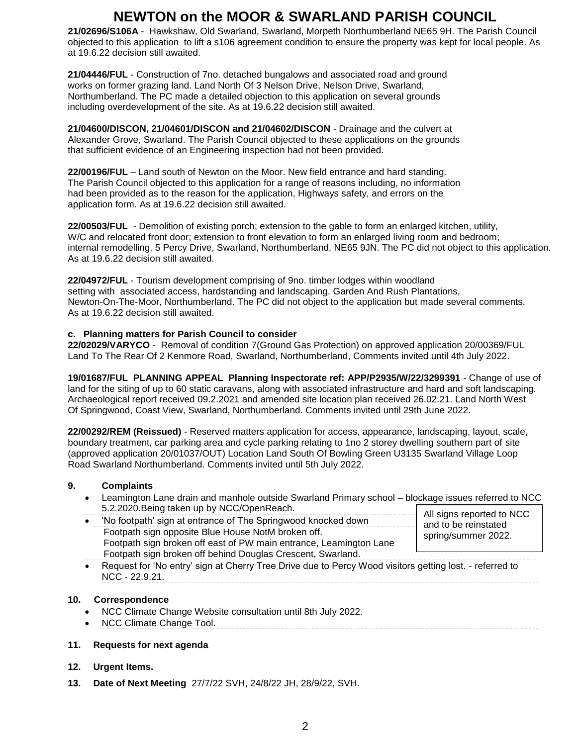# NEWTON on the MOOR & SWARLAND PARISH COUNCIL

**21/02696/S106A** - Hawkshaw, Old Swarland, Swarland, Morpeth Northumberland NE65 9H. The Parish Council objected to this application to lift a s106 agreement condition to ensure the property was kept for local people. As at 19.6.22 decision still awaited.

**21/04446/FUL** - Construction of 7no. detached bungalows and associated road and ground works on former grazing land. Land North Of 3 Nelson Drive, Nelson Drive, Swarland, Northumberland. The PC made a detailed objection to this application on several grounds including overdevelopment of the site. As at 19.6.22 decision still awaited.

**21/04600/DISCON, 21/04601/DISCON and 21/04602/DISCON** - Drainage and the culvert at Alexander Grove, Swarland. The Parish Council objected to these applications on the grounds that sufficient evidence of an Engineering inspection had not been provided.

**22/00196/FUL** – Land south of Newton on the Moor. New field entrance and hard standing. The Parish Council objected to this application for a range of reasons including, no information had been provided as to the reason for the application, Highways safety, and errors on the application form. As at 19.6.22 decision still awaited.

**22/00503/FUL** - Demolition of existing porch; extension to the gable to form an enlarged kitchen, utility, W/C and relocated front door; extension to front elevation to form an enlarged living room and bedroom; internal remodelling. 5 Percy Drive, Swarland, Northumberland, NE65 9JN. The PC did not object to this application. As at 19.6.22 decision still awaited.

**22/04972/FUL** - Tourism development comprising of 9no. timber lodges within woodland setting with associated access, hardstanding and landscaping. Garden And Rush Plantations, Newton-On-The-Moor, Northumberland. The PC did not object to the application but made several comments. As at 19.6.22 decision still awaited.

**c. Planning matters for Parish Council to consider**

**22/02029/VARYCO** - Removal of condition 7(Ground Gas Protection) on approved application 20/00369/FUL Land To The Rear Of 2 Kenmore Road, Swarland, Northumberland, Comments invited until 4th July 2022.

**19/01687/FUL PLANNING APPEAL Planning Inspectorate ref: APP/P2935/W/22/3299391** - Change of use of land for the siting of up to 60 static caravans, along with associated infrastructure and hard and soft landscaping. Archaeological report received 09.2.2021 and amended site location plan received 26.02.21. Land North West Of Springwood, Coast View, Swarland, Northumberland. Comments invited until 29th June 2022.

**22/00292/REM (Reissued)** - Reserved matters application for access, appearance, landscaping, layout, scale, boundary treatment, car parking area and cycle parking relating to 1no 2 storey dwelling southern part of site (approved application 20/01037/OUT) Location Land South Of Bowling Green U3135 Swarland Village Loop Road Swarland Northumberland. Comments invited until 5th July 2022.

**9. Complaints**

- Leamington Lane drain and manhole outside Swarland Primary school – blockage issues referred to NCC 5.2.2020.Being taken up by NCC/OpenReach.
- 'No footpath' sign at entrance of The Springwood knocked down
  Footpath sign opposite Blue House NotM broken off.
  Footpath sign broken off east of PW main entrance, Leamington Lane
  Footpath sign broken off behind Douglas Crescent, Swarland.

  All signs reported to NCC and to be reinstated spring/summer 2022.
- Request for 'No entry' sign at Cherry Tree Drive due to Percy Wood visitors getting lost. - referred to NCC - 22.9.21.

**10. Correspondence**

- NCC Climate Change Website consultation until 8th July 2022.
- NCC Climate Change Tool.

**11. Requests for next agenda**

**12. Urgent Items.**

**13. Date of Next Meeting** 27/7/22 SVH, 24/8/22 JH, 28/9/22, SVH.